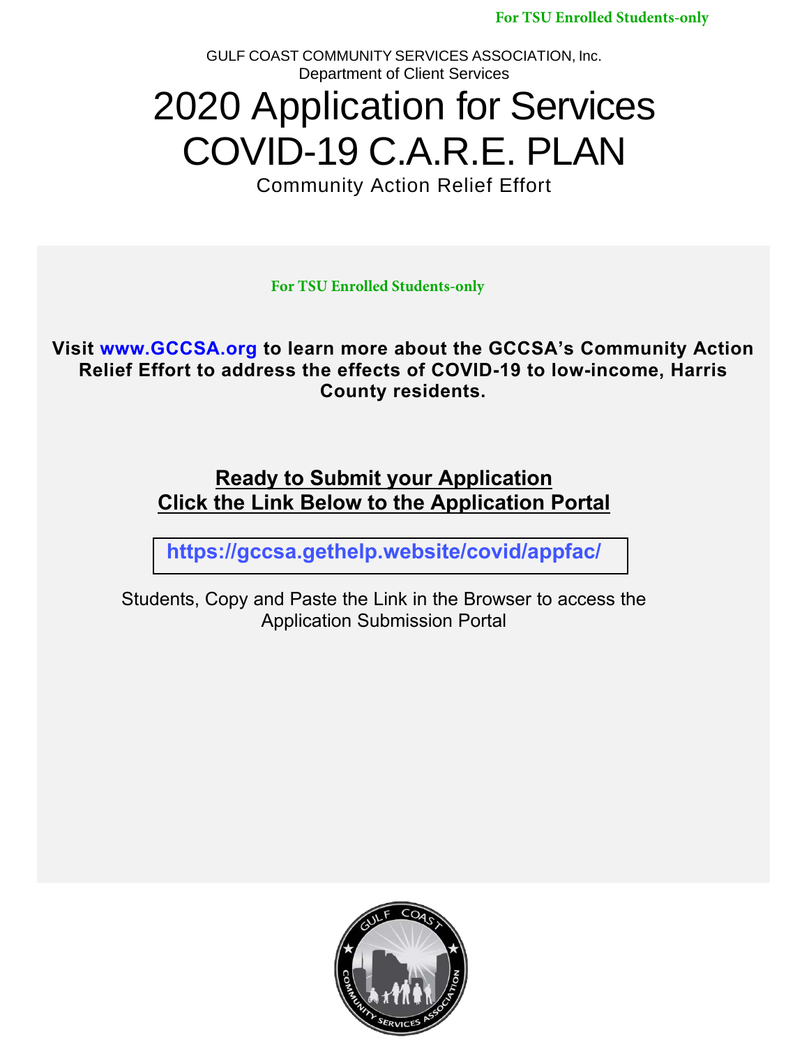For TSU Enrolled Students-only

GULF COAST COMMUNITY SERVICES ASSOCIATION, Inc.
Department of Client Services

# 2020 Application for Services
# COVID-19 C.A.R.E. PLAN

Community Action Relief Effort

For TSU Enrolled Students-only

**Visit www.GCCSA.org to learn more about the GCCSA's Community Action Relief Effort to address the effects of COVID-19 to low-income, Harris County residents.**

**Ready to Submit your Application**
**Click the Link Below to the Application Portal**

**https://gccsa.gethelp.website/covid/appfac/**

Students, Copy and Paste the Link in the Browser to access the Application Submission Portal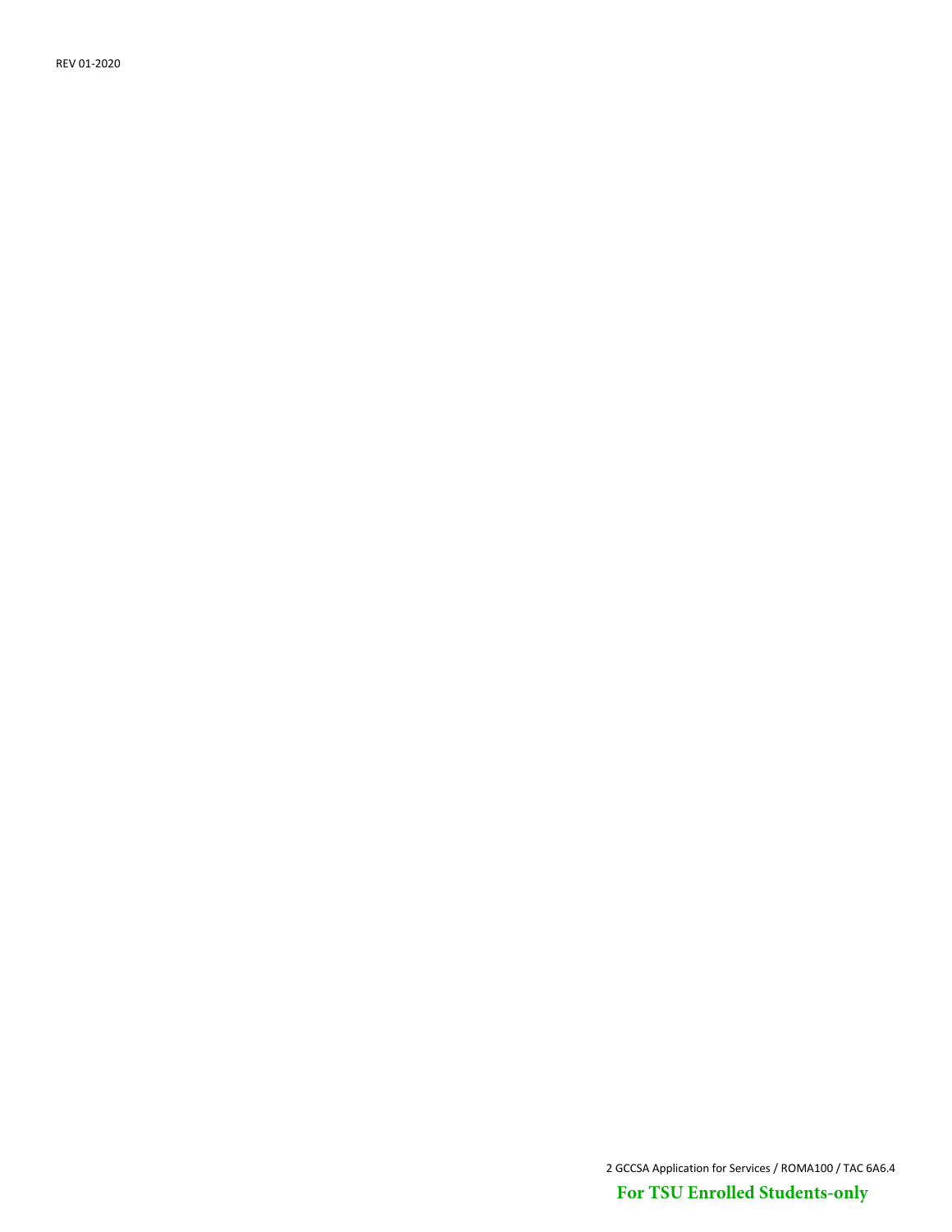**For TSU Enrolled Students-only**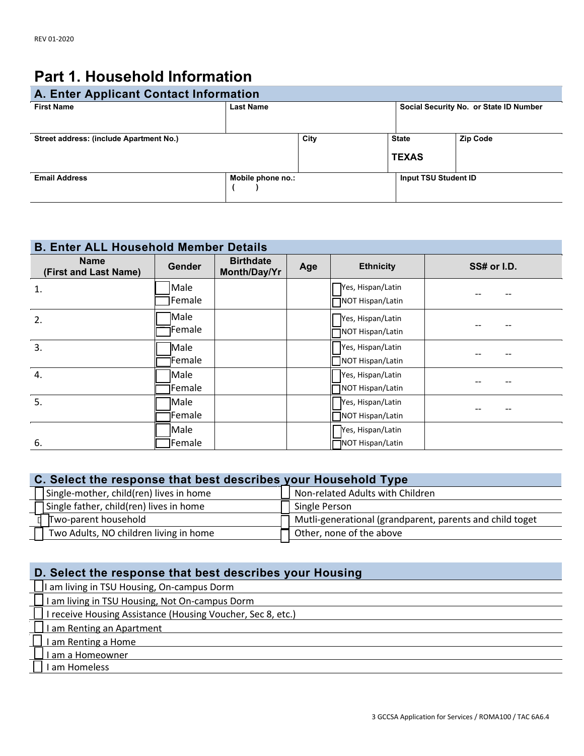# Part 1. Household Information

## A. Enter Applicant Contact Information

| First Name | Last Name | | Social Security No. or State ID Number | |
|---|---|---|---|---|
| | | | | |
| **Street address: (include Apartment No.)** | | **City** | **State** | **Zip Code** |
| | | | **TEXAS** | |
| **Email Address** | **Mobile phone no.:** ( ) | | **Input TSU Student ID** | |

## B. Enter ALL Household Member Details

| Name (First and Last Name) | Gender | Birthdate Month/Day/Yr | Age | Ethnicity | SS# or I.D. |
|---|---|---|---|---|---|
| 1. | ☐ Male<br>☐ Female | | | ☐ Yes, Hispan/Latin<br>☐ NOT Hispan/Latin | -- -- |
| 2. | ☐ Male<br>☐ Female | | | ☐ Yes, Hispan/Latin<br>☐ NOT Hispan/Latin | -- -- |
| 3. | ☐ Male<br>☐ Female | | | ☐ Yes, Hispan/Latin<br>☐ NOT Hispan/Latin | -- -- |
| 4. | ☐ Male<br>☐ Female | | | ☐ Yes, Hispan/Latin<br>☐ NOT Hispan/Latin | -- -- |
| 5. | ☐ Male<br>☐ Female | | | ☐ Yes, Hispan/Latin<br>☐ NOT Hispan/Latin | -- -- |
| 6. | ☐ Male<br>☐ Female | | | ☐ Yes, Hispan/Latin<br>☐ NOT Hispan/Latin | |

## C. Select the response that best describes your Household Type

| | |
|---|---|
| ☐ Single-mother, child(ren) lives in home | ☐ Non-related Adults with Children |
| ☐ Single father, child(ren) lives in home | ☐ Single Person |
| ☐ Two-parent household | ☐ Mutli-generational (grandparent, parents and child toget |
| ☐ Two Adults, NO children living in home | ☐ Other, none of the above |

## D. Select the response that best describes your Housing

- ☐ I am living in TSU Housing, On-campus Dorm
- ☐ I am living in TSU Housing, Not On-campus Dorm
- ☐ I receive Housing Assistance (Housing Voucher, Sec 8, etc.)
- ☐ I am Renting an Apartment
- ☐ I am Renting a Home
- ☐ I am a Homeowner
- ☐ I am Homeless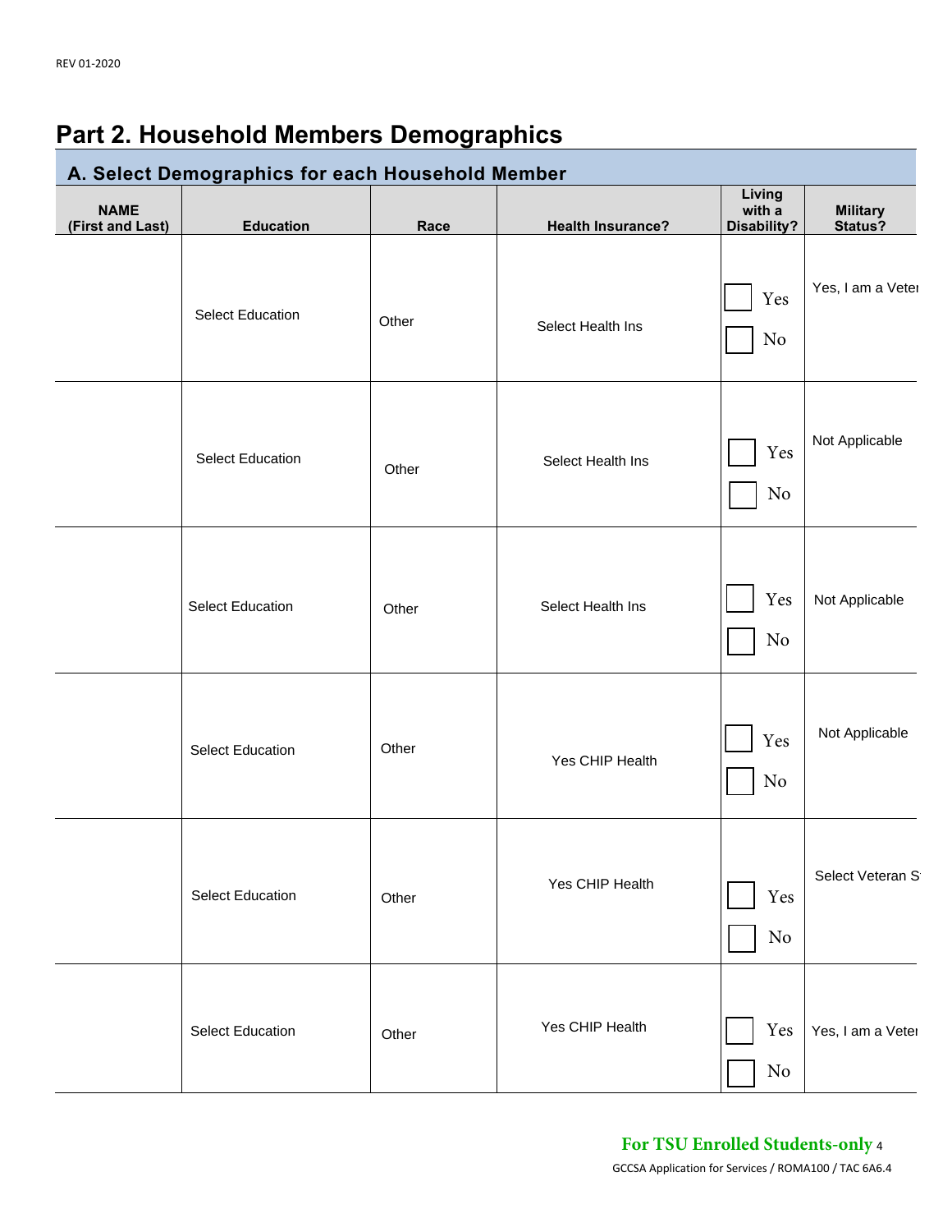## Part 2. Household Members Demographics

### A. Select Demographics for each Household Member

| NAME (First and Last) | Education | Race | Health Insurance? | Living with a Disability? | Military Status? |
|---|---|---|---|---|---|
| | Select Education | Other | Select Health Ins | ☐ Yes ☐ No | Yes, I am a Veter |
| | Select Education | Other | Select Health Ins | ☐ Yes ☐ No | Not Applicable |
| | Select Education | Other | Select Health Ins | ☐ Yes ☐ No | Not Applicable |
| | Select Education | Other | Yes CHIP Health | ☐ Yes ☐ No | Not Applicable |
| | Select Education | Other | Yes CHIP Health | ☐ Yes ☐ No | Select Veteran S |
| | Select Education | Other | Yes CHIP Health | ☐ Yes ☐ No | Yes, I am a Veter |

**For TSU Enrolled Students-only**

GCCSA Application for Services / ROMA100 / TAC 6A6.4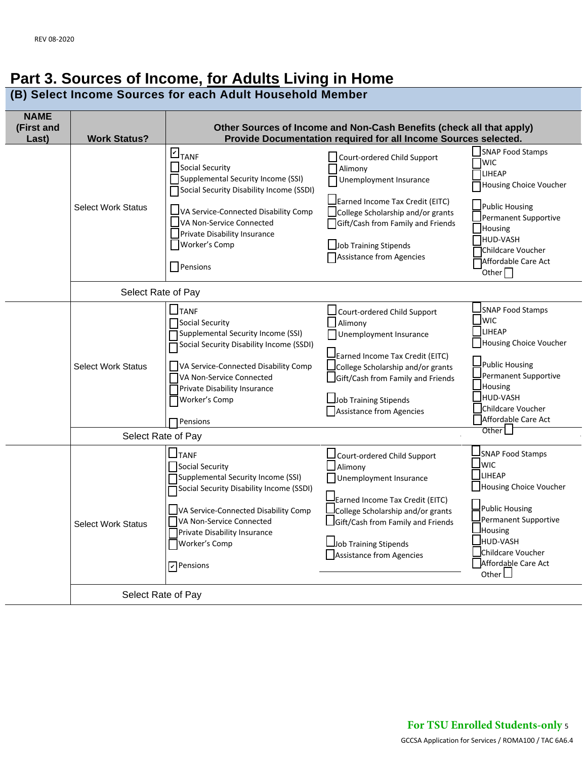# Part 3. Sources of Income, for Adults Living in Home

## (B) Select Income Sources for each Adult Household Member

| NAME (First and Last) | Work Status? | Other Sources of Income and Non-Cash Benefits (check all that apply) Provide Documentation required for all Income Sources selected. | | |
|---|---|---|---|---|
| | Select Work Status | ☑ TANF<br>☐ Social Security<br>☐ Supplemental Security Income (SSI)<br>☐ Social Security Disability Income (SSDI)<br>☐ VA Service-Connected Disability Comp<br>☐ VA Non-Service Connected<br>☐ Private Disability Insurance<br>☐ Worker's Comp<br>☐ Pensions | ☐ Court-ordered Child Support<br>☐ Alimony<br>☐ Unemployment Insurance<br>☐ Earned Income Tax Credit (EITC)<br>☐ College Scholarship and/or grants<br>☐ Gift/Cash from Family and Friends<br>☐ Job Training Stipends<br>☐ Assistance from Agencies | ☐ SNAP Food Stamps<br>☐ WIC<br>☐ LIHEAP<br>☐ Housing Choice Voucher<br>☐ Public Housing<br>☐ Permanent Supportive Housing<br>☐ HUD-VASH<br>☐ Childcare Voucher<br>☐ Affordable Care Act<br>Other ☐ |
| | Select Rate of Pay | | | |
| | Select Work Status | ☐ TANF<br>☐ Social Security<br>☐ Supplemental Security Income (SSI)<br>☐ Social Security Disability Income (SSDI)<br>☐ VA Service-Connected Disability Comp<br>☐ VA Non-Service Connected<br>☐ Private Disability Insurance<br>☐ Worker's Comp<br>☐ Pensions | ☐ Court-ordered Child Support<br>☐ Alimony<br>☐ Unemployment Insurance<br>☐ Earned Income Tax Credit (EITC)<br>☐ College Scholarship and/or grants<br>☐ Gift/Cash from Family and Friends<br>☐ Job Training Stipends<br>☐ Assistance from Agencies | ☐ SNAP Food Stamps<br>☐ WIC<br>☐ LIHEAP<br>☐ Housing Choice Voucher<br>☐ Public Housing<br>☐ Permanent Supportive Housing<br>☐ HUD-VASH<br>☐ Childcare Voucher<br>☐ Affordable Care Act<br>Other ☐ |
| | Select Rate of Pay | | | |
| | Select Work Status | ☐ TANF<br>☐ Social Security<br>☐ Supplemental Security Income (SSI)<br>☐ Social Security Disability Income (SSDI)<br>☐ VA Service-Connected Disability Comp<br>☐ VA Non-Service Connected<br>☐ Private Disability Insurance<br>☐ Worker's Comp<br>☑ Pensions | ☐ Court-ordered Child Support<br>☐ Alimony<br>☐ Unemployment Insurance<br>☐ Earned Income Tax Credit (EITC)<br>☐ College Scholarship and/or grants<br>☐ Gift/Cash from Family and Friends<br>☐ Job Training Stipends<br>☐ Assistance from Agencies | ☐ SNAP Food Stamps<br>☐ WIC<br>☐ LIHEAP<br>☐ Housing Choice Voucher<br>☐ Public Housing<br>☐ Permanent Supportive Housing<br>☐ HUD-VASH<br>☐ Childcare Voucher<br>☐ Affordable Care Act<br>Other ☐ |
| | Select Rate of Pay | | | |

**For TSU Enrolled Students-only**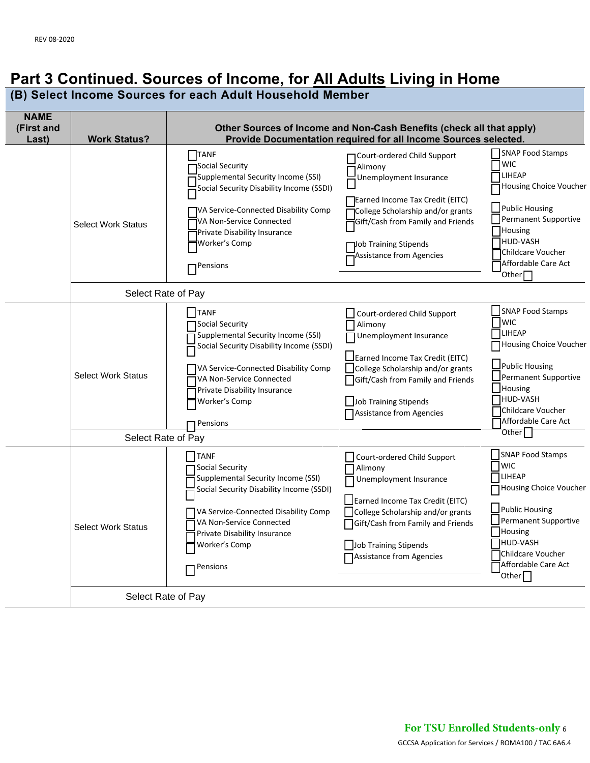# Part 3 Continued. Sources of Income, for <u>All Adults</u> Living in Home

## (B) Select Income Sources for each Adult Household Member

| NAME (First and Last) | Work Status? | Other Sources of Income and Non-Cash Benefits (check all that apply) Provide Documentation required for all Income Sources selected. | | |
|---|---|---|---|---|
| | Select Work Status | ☐ TANF<br>☐ Social Security<br>☐ Supplemental Security Income (SSI)<br>☐ Social Security Disability Income (SSDI)<br>☐ VA Service-Connected Disability Comp<br>☐ VA Non-Service Connected<br>☐ Private Disability Insurance<br>☐ Worker's Comp<br>☐ Pensions | ☐ Court-ordered Child Support<br>☐ Alimony<br>☐ Unemployment Insurance<br>☐ Earned Income Tax Credit (EITC)<br>☐ College Scholarship and/or grants<br>☐ Gift/Cash from Family and Friends<br>☐ Job Training Stipends<br>☐ Assistance from Agencies | ☐ SNAP Food Stamps<br>☐ WIC<br>☐ LIHEAP<br>☐ Housing Choice Voucher<br>☐ Public Housing<br>☐ Permanent Supportive Housing<br>☐ HUD-VASH<br>☐ Childcare Voucher<br>☐ Affordable Care Act<br>Other ☐ |
| | Select Rate of Pay | | | |
| | Select Work Status | ☐ TANF<br>☐ Social Security<br>☐ Supplemental Security Income (SSI)<br>☐ Social Security Disability Income (SSDI)<br>☐ VA Service-Connected Disability Comp<br>☐ VA Non-Service Connected<br>☐ Private Disability Insurance<br>☐ Worker's Comp<br>☐ Pensions | ☐ Court-ordered Child Support<br>☐ Alimony<br>☐ Unemployment Insurance<br>☐ Earned Income Tax Credit (EITC)<br>☐ College Scholarship and/or grants<br>☐ Gift/Cash from Family and Friends<br>☐ Job Training Stipends<br>☐ Assistance from Agencies | ☐ SNAP Food Stamps<br>☐ WIC<br>☐ LIHEAP<br>☐ Housing Choice Voucher<br>☐ Public Housing<br>☐ Permanent Supportive Housing<br>☐ HUD-VASH<br>☐ Childcare Voucher<br>☐ Affordable Care Act<br>Other ☐ |
| | Select Rate of Pay | | | |
| | Select Work Status | ☐ TANF<br>☐ Social Security<br>☐ Supplemental Security Income (SSI)<br>☐ Social Security Disability Income (SSDI)<br>☐ VA Service-Connected Disability Comp<br>☐ VA Non-Service Connected<br>☐ Private Disability Insurance<br>☐ Worker's Comp<br>☐ Pensions | ☐ Court-ordered Child Support<br>☐ Alimony<br>☐ Unemployment Insurance<br>☐ Earned Income Tax Credit (EITC)<br>☐ College Scholarship and/or grants<br>☐ Gift/Cash from Family and Friends<br>☐ Job Training Stipends<br>☐ Assistance from Agencies | ☐ SNAP Food Stamps<br>☐ WIC<br>☐ LIHEAP<br>☐ Housing Choice Voucher<br>☐ Public Housing<br>☐ Permanent Supportive Housing<br>☐ HUD-VASH<br>☐ Childcare Voucher<br>☐ Affordable Care Act<br>Other ☐ |
| | Select Rate of Pay | | | |

**For TSU Enrolled Students-only**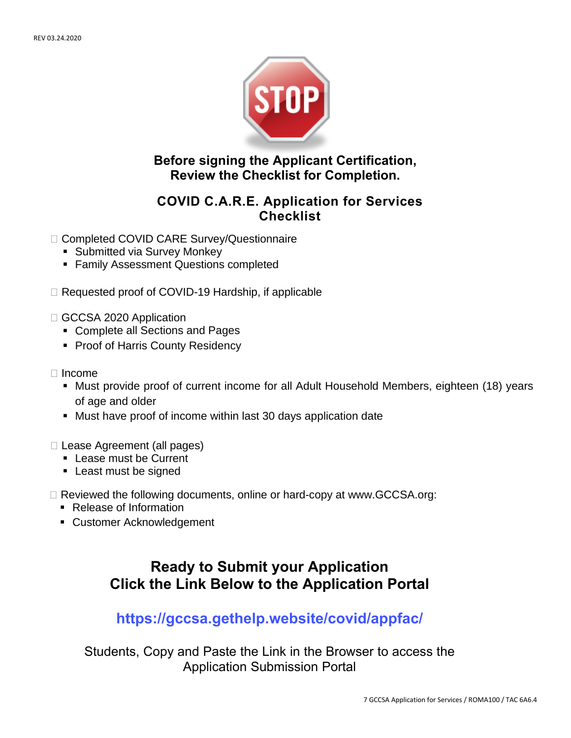REV 03.24.2020

STOP

**Before signing the Applicant Certification, Review the Checklist for Completion.**

## COVID C.A.R.E. Application for Services Checklist

☐ Completed COVID CARE Survey/Questionnaire
- Submitted via Survey Monkey
- Family Assessment Questions completed

☐ Requested proof of COVID-19 Hardship, if applicable

☐ GCCSA 2020 Application
- Complete all Sections and Pages
- Proof of Harris County Residency

☐ Income
- Must provide proof of current income for all Adult Household Members, eighteen (18) years of age and older
- Must have proof of income within last 30 days application date

☐ Lease Agreement (all pages)
- Lease must be Current
- Least must be signed

☐ Reviewed the following documents, online or hard-copy at www.GCCSA.org:
- Release of Information
- Customer Acknowledgement

## Ready to Submit your Application
## Click the Link Below to the Application Portal

**https://gccsa.gethelp.website/covid/appfac/**

Students, Copy and Paste the Link in the Browser to access the Application Submission Portal

7 GCCSA Application for Services / ROMA100 / TAC 6A6.4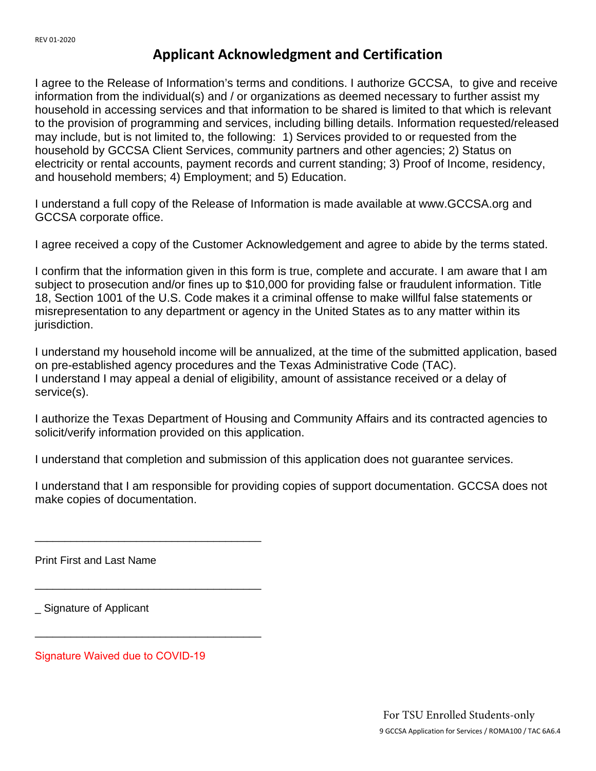REV 01-2020

# Applicant Acknowledgment and Certification

I agree to the Release of Information's terms and conditions. I authorize GCCSA, to give and receive information from the individual(s) and / or organizations as deemed necessary to further assist my household in accessing services and that information to be shared is limited to that which is relevant to the provision of programming and services, including billing details. Information requested/released may include, but is not limited to, the following: 1) Services provided to or requested from the household by GCCSA Client Services, community partners and other agencies; 2) Status on electricity or rental accounts, payment records and current standing; 3) Proof of Income, residency, and household members; 4) Employment; and 5) Education.

I understand a full copy of the Release of Information is made available at www.GCCSA.org and GCCSA corporate office.

I agree received a copy of the Customer Acknowledgement and agree to abide by the terms stated.

I confirm that the information given in this form is true, complete and accurate. I am aware that I am subject to prosecution and/or fines up to $10,000 for providing false or fraudulent information. Title 18, Section 1001 of the U.S. Code makes it a criminal offense to make willful false statements or misrepresentation to any department or agency in the United States as to any matter within its jurisdiction.

I understand my household income will be annualized, at the time of the submitted application, based on pre-established agency procedures and the Texas Administrative Code (TAC).
I understand I may appeal a denial of eligibility, amount of assistance received or a delay of service(s).

I authorize the Texas Department of Housing and Community Affairs and its contracted agencies to solicit/verify information provided on this application.

I understand that completion and submission of this application does not guarantee services.

I understand that I am responsible for providing copies of support documentation. GCCSA does not make copies of documentation.

_____________________________________

Print First and Last Name

_____________________________________

_ Signature of Applicant

_____________________________________

Signature Waived due to COVID-19

For TSU Enrolled Students-only

9 GCCSA Application for Services / ROMA100 / TAC 6A6.4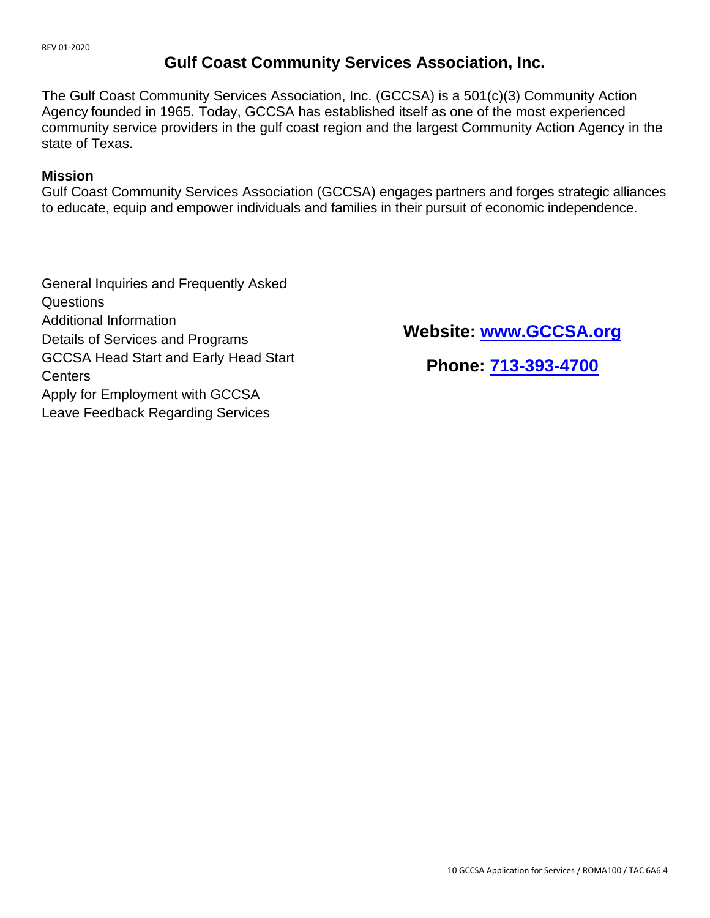# Gulf Coast Community Services Association, Inc.

The Gulf Coast Community Services Association, Inc. (GCCSA) is a 501(c)(3) Community Action Agency founded in 1965. Today, GCCSA has established itself as one of the most experienced community service providers in the gulf coast region and the largest Community Action Agency in the state of Texas.

**Mission**

Gulf Coast Community Services Association (GCCSA) engages partners and forges strategic alliances to educate, equip and empower individuals and families in their pursuit of economic independence.

General Inquiries and Frequently Asked Questions
Additional Information
Details of Services and Programs
GCCSA Head Start and Early Head Start Centers
Apply for Employment with GCCSA
Leave Feedback Regarding Services

**Website: www.GCCSA.org**

**Phone: 713-393-4700**